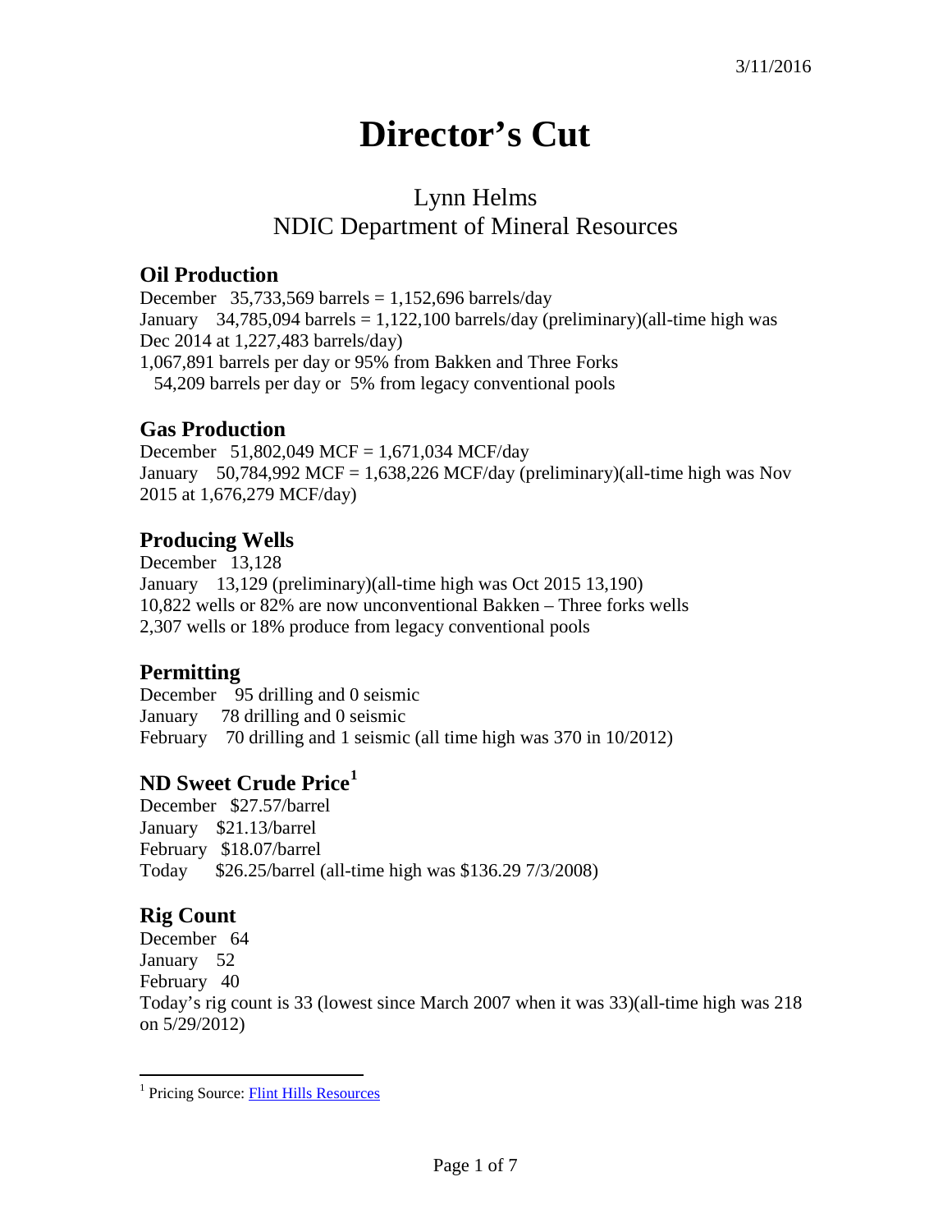3/11/2016

# Director's Cut

## Lynn Helms
## NDIC Department of Mineral Resources

### Oil Production

December 35,733,569 barrels = 1,152,696 barrels/day
January 34,785,094 barrels = 1,122,100 barrels/day (preliminary)(all-time high was Dec 2014 at 1,227,483 barrels/day)
1,067,891 barrels per day or 95% from Bakken and Three Forks
54,209 barrels per day or 5% from legacy conventional pools

### Gas Production

December 51,802,049 MCF = 1,671,034 MCF/day
January 50,784,992 MCF = 1,638,226 MCF/day (preliminary)(all-time high was Nov 2015 at 1,676,279 MCF/day)

### Producing Wells

December 13,128
January 13,129 (preliminary)(all-time high was Oct 2015 13,190)
10,822 wells or 82% are now unconventional Bakken – Three forks wells
2,307 wells or 18% produce from legacy conventional pools

### Permitting

December 95 drilling and 0 seismic
January 78 drilling and 0 seismic
February 70 drilling and 1 seismic (all time high was 370 in 10/2012)

### ND Sweet Crude Price[1]

December $27.57/barrel
January $21.13/barrel
February $18.07/barrel
Today $26.25/barrel (all-time high was $136.29 7/3/2008)

### Rig Count

December 64
January 52
February 40
Today's rig count is 33 (lowest since March 2007 when it was 33)(all-time high was 218 on 5/29/2012)

---

[1] Pricing Source: Flint Hills Resources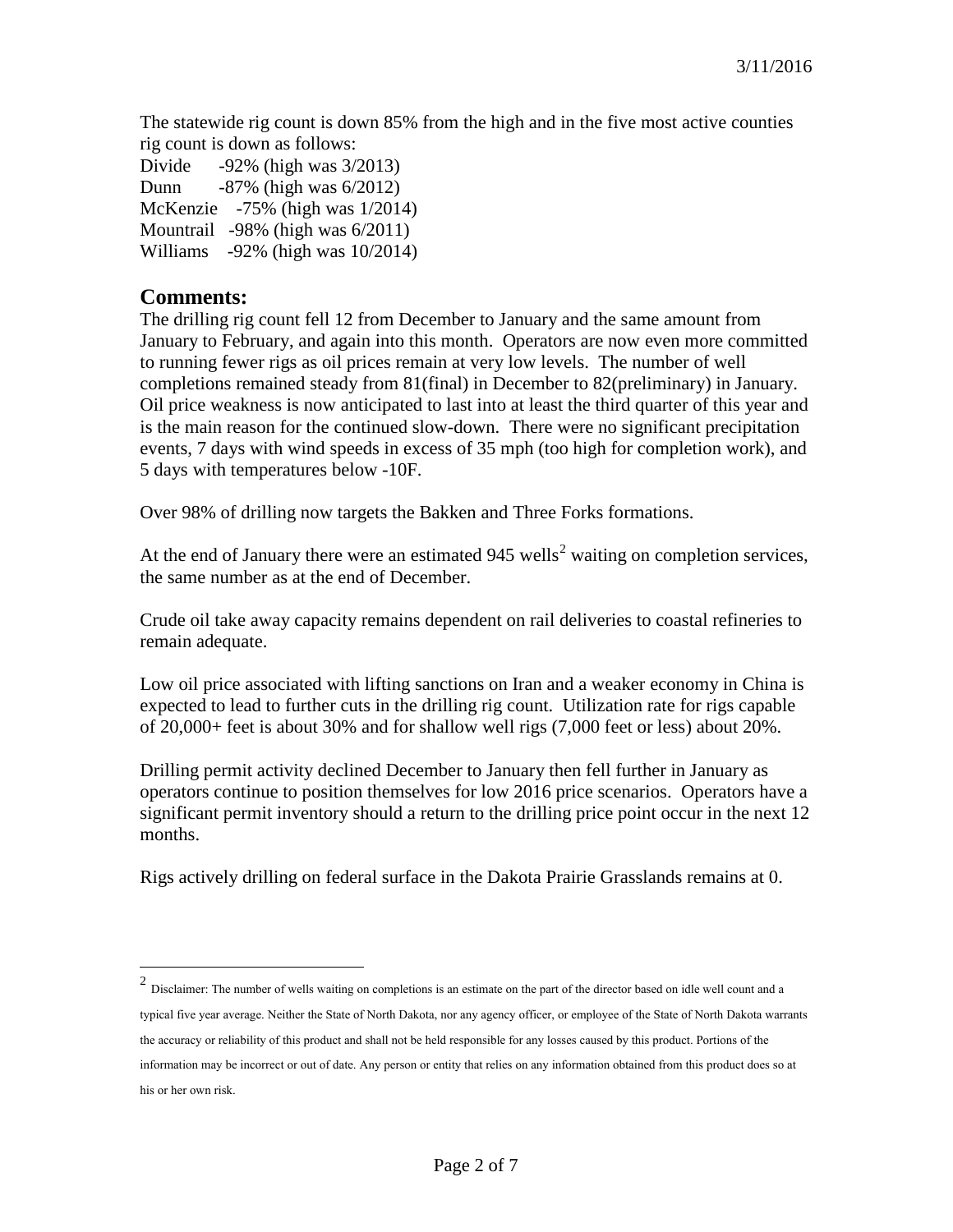3/11/2016

The statewide rig count is down 85% from the high and in the five most active counties rig count is down as follows:

Divide -92% (high was 3/2013)  
Dunn -87% (high was 6/2012)  
McKenzie -75% (high was 1/2014)  
Mountrail -98% (high was 6/2011)  
Williams -92% (high was 10/2014)

## Comments:

The drilling rig count fell 12 from December to January and the same amount from January to February, and again into this month. Operators are now even more committed to running fewer rigs as oil prices remain at very low levels. The number of well completions remained steady from 81(final) in December to 82(preliminary) in January. Oil price weakness is now anticipated to last into at least the third quarter of this year and is the main reason for the continued slow-down. There were no significant precipitation events, 7 days with wind speeds in excess of 35 mph (too high for completion work), and 5 days with temperatures below -10F.

Over 98% of drilling now targets the Bakken and Three Forks formations.

At the end of January there were an estimated 945 wells[2] waiting on completion services, the same number as at the end of December.

Crude oil take away capacity remains dependent on rail deliveries to coastal refineries to remain adequate.

Low oil price associated with lifting sanctions on Iran and a weaker economy in China is expected to lead to further cuts in the drilling rig count. Utilization rate for rigs capable of 20,000+ feet is about 30% and for shallow well rigs (7,000 feet or less) about 20%.

Drilling permit activity declined December to January then fell further in January as operators continue to position themselves for low 2016 price scenarios. Operators have a significant permit inventory should a return to the drilling price point occur in the next 12 months.

Rigs actively drilling on federal surface in the Dakota Prairie Grasslands remains at 0.

[2] Disclaimer: The number of wells waiting on completions is an estimate on the part of the director based on idle well count and a typical five year average. Neither the State of North Dakota, nor any agency officer, or employee of the State of North Dakota warrants the accuracy or reliability of this product and shall not be held responsible for any losses caused by this product. Portions of the information may be incorrect or out of date. Any person or entity that relies on any information obtained from this product does so at his or her own risk.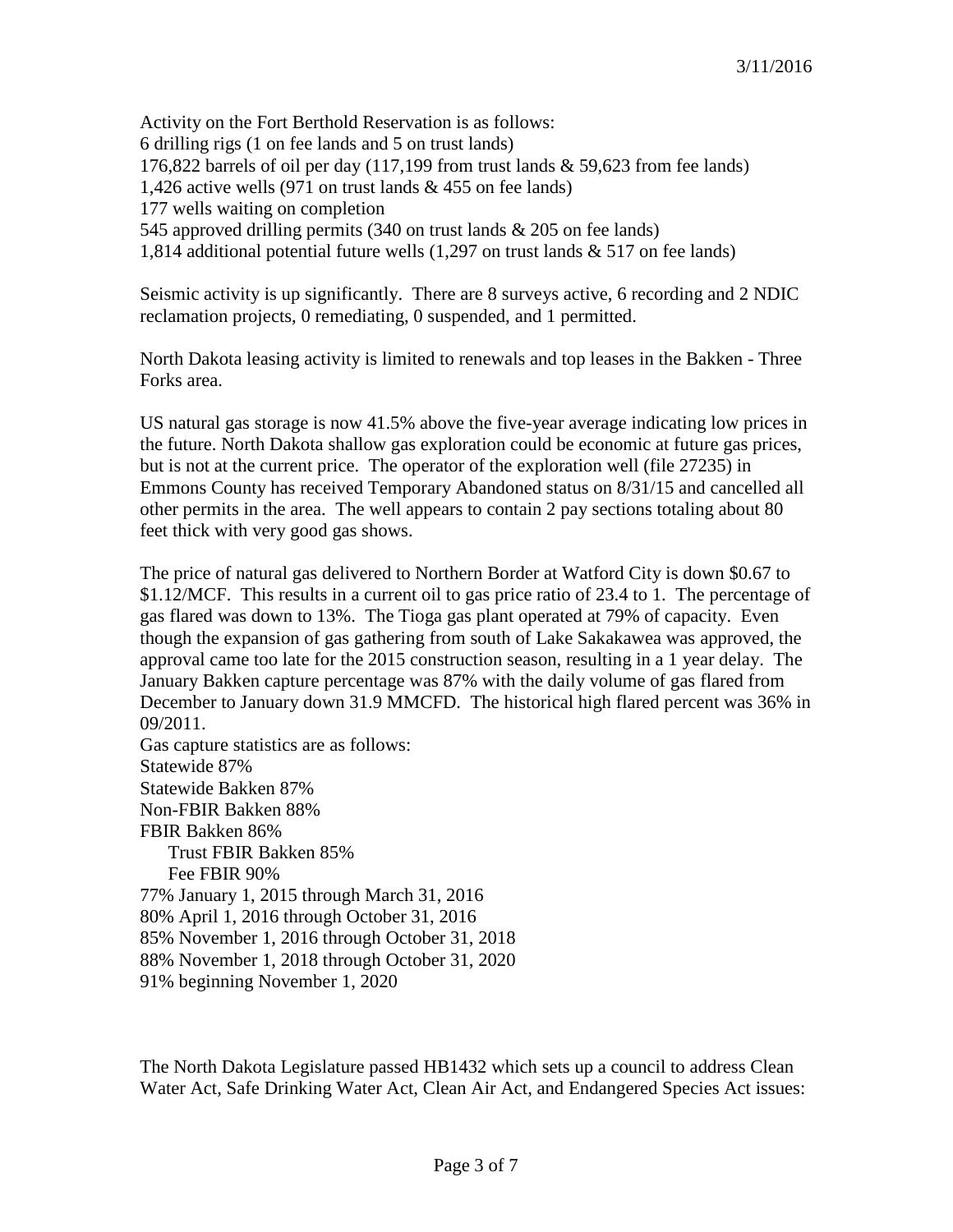3/11/2016

Activity on the Fort Berthold Reservation is as follows:
6 drilling rigs (1 on fee lands and 5 on trust lands)
176,822 barrels of oil per day (117,199 from trust lands & 59,623 from fee lands)
1,426 active wells (971 on trust lands & 455 on fee lands)
177 wells waiting on completion
545 approved drilling permits (340 on trust lands & 205 on fee lands)
1,814 additional potential future wells (1,297 on trust lands & 517 on fee lands)

Seismic activity is up significantly. There are 8 surveys active, 6 recording and 2 NDIC reclamation projects, 0 remediating, 0 suspended, and 1 permitted.

North Dakota leasing activity is limited to renewals and top leases in the Bakken - Three Forks area.

US natural gas storage is now 41.5% above the five-year average indicating low prices in the future. North Dakota shallow gas exploration could be economic at future gas prices, but is not at the current price. The operator of the exploration well (file 27235) in Emmons County has received Temporary Abandoned status on 8/31/15 and cancelled all other permits in the area. The well appears to contain 2 pay sections totaling about 80 feet thick with very good gas shows.

The price of natural gas delivered to Northern Border at Watford City is down $0.67 to $1.12/MCF. This results in a current oil to gas price ratio of 23.4 to 1. The percentage of gas flared was down to 13%. The Tioga gas plant operated at 79% of capacity. Even though the expansion of gas gathering from south of Lake Sakakawea was approved, the approval came too late for the 2015 construction season, resulting in a 1 year delay. The January Bakken capture percentage was 87% with the daily volume of gas flared from December to January down 31.9 MMCFD. The historical high flared percent was 36% in 09/2011.

Gas capture statistics are as follows:
Statewide 87%
Statewide Bakken 87%
Non-FBIR Bakken 88%
FBIR Bakken 86%
  Trust FBIR Bakken 85%
  Fee FBIR 90%
77% January 1, 2015 through March 31, 2016
80% April 1, 2016 through October 31, 2016
85% November 1, 2016 through October 31, 2018
88% November 1, 2018 through October 31, 2020
91% beginning November 1, 2020

The North Dakota Legislature passed HB1432 which sets up a council to address Clean Water Act, Safe Drinking Water Act, Clean Air Act, and Endangered Species Act issues: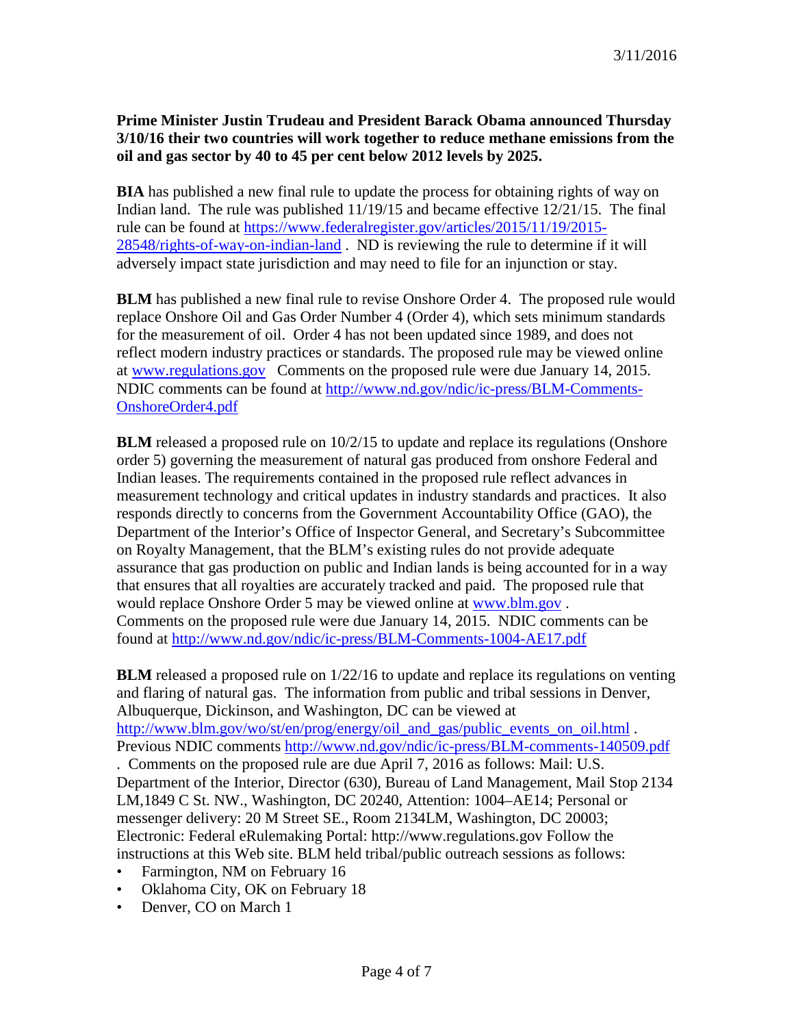3/11/2016

**Prime Minister Justin Trudeau and President Barack Obama announced Thursday 3/10/16 their two countries will work together to reduce methane emissions from the oil and gas sector by 40 to 45 per cent below 2012 levels by 2025.**

**BIA** has published a new final rule to update the process for obtaining rights of way on Indian land. The rule was published 11/19/15 and became effective 12/21/15. The final rule can be found at https://www.federalregister.gov/articles/2015/11/19/2015-28548/rights-of-way-on-indian-land . ND is reviewing the rule to determine if it will adversely impact state jurisdiction and may need to file for an injunction or stay.

**BLM** has published a new final rule to revise Onshore Order 4. The proposed rule would replace Onshore Oil and Gas Order Number 4 (Order 4), which sets minimum standards for the measurement of oil. Order 4 has not been updated since 1989, and does not reflect modern industry practices or standards. The proposed rule may be viewed online at www.regulations.gov Comments on the proposed rule were due January 14, 2015. NDIC comments can be found at http://www.nd.gov/ndic/ic-press/BLM-Comments-OnshoreOrder4.pdf

**BLM** released a proposed rule on 10/2/15 to update and replace its regulations (Onshore order 5) governing the measurement of natural gas produced from onshore Federal and Indian leases. The requirements contained in the proposed rule reflect advances in measurement technology and critical updates in industry standards and practices. It also responds directly to concerns from the Government Accountability Office (GAO), the Department of the Interior's Office of Inspector General, and Secretary's Subcommittee on Royalty Management, that the BLM's existing rules do not provide adequate assurance that gas production on public and Indian lands is being accounted for in a way that ensures that all royalties are accurately tracked and paid. The proposed rule that would replace Onshore Order 5 may be viewed online at www.blm.gov . Comments on the proposed rule were due January 14, 2015. NDIC comments can be found at http://www.nd.gov/ndic/ic-press/BLM-Comments-1004-AE17.pdf

**BLM** released a proposed rule on 1/22/16 to update and replace its regulations on venting and flaring of natural gas. The information from public and tribal sessions in Denver, Albuquerque, Dickinson, and Washington, DC can be viewed at http://www.blm.gov/wo/st/en/prog/energy/oil_and_gas/public_events_on_oil.html . Previous NDIC comments http://www.nd.gov/ndic/ic-press/BLM-comments-140509.pdf . Comments on the proposed rule are due April 7, 2016 as follows: Mail: U.S. Department of the Interior, Director (630), Bureau of Land Management, Mail Stop 2134 LM,1849 C St. NW., Washington, DC 20240, Attention: 1004–AE14; Personal or messenger delivery: 20 M Street SE., Room 2134LM, Washington, DC 20003; Electronic: Federal eRulemaking Portal: http://www.regulations.gov Follow the instructions at this Web site. BLM held tribal/public outreach sessions as follows:

- Farmington, NM on February 16
- Oklahoma City, OK on February 18
- Denver, CO on March 1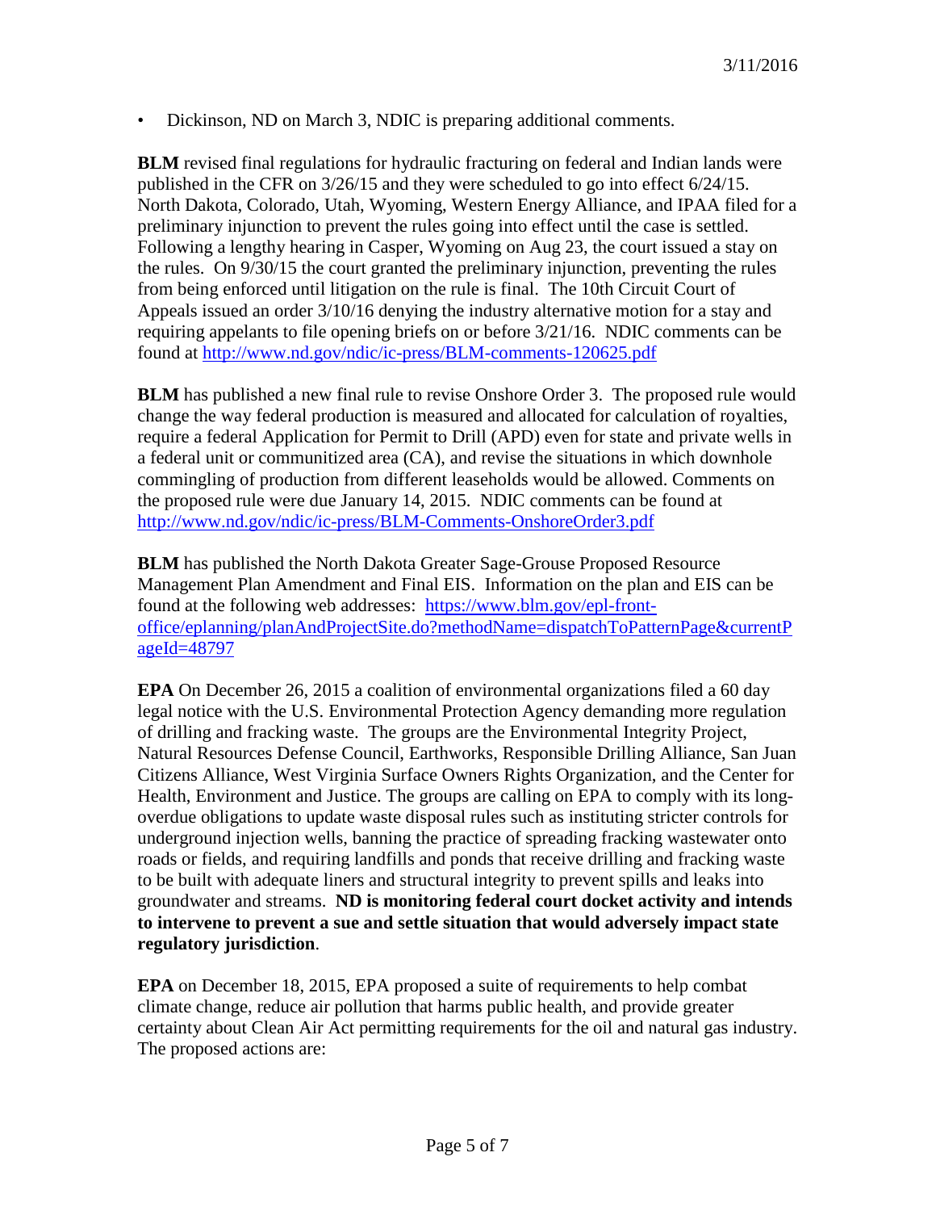- Dickinson, ND on March 3, NDIC is preparing additional comments.

**BLM** revised final regulations for hydraulic fracturing on federal and Indian lands were published in the CFR on 3/26/15 and they were scheduled to go into effect 6/24/15. North Dakota, Colorado, Utah, Wyoming, Western Energy Alliance, and IPAA filed for a preliminary injunction to prevent the rules going into effect until the case is settled. Following a lengthy hearing in Casper, Wyoming on Aug 23, the court issued a stay on the rules. On 9/30/15 the court granted the preliminary injunction, preventing the rules from being enforced until litigation on the rule is final. The 10th Circuit Court of Appeals issued an order 3/10/16 denying the industry alternative motion for a stay and requiring appelants to file opening briefs on or before 3/21/16. NDIC comments can be found at [http://www.nd.gov/ndic/ic-press/BLM-comments-120625.pdf](http://www.nd.gov/ndic/ic-press/BLM-comments-120625.pdf)

**BLM** has published a new final rule to revise Onshore Order 3. The proposed rule would change the way federal production is measured and allocated for calculation of royalties, require a federal Application for Permit to Drill (APD) even for state and private wells in a federal unit or communitized area (CA), and revise the situations in which downhole commingling of production from different leaseholds would be allowed. Comments on the proposed rule were due January 14, 2015. NDIC comments can be found at [http://www.nd.gov/ndic/ic-press/BLM-Comments-OnshoreOrder3.pdf](http://www.nd.gov/ndic/ic-press/BLM-Comments-OnshoreOrder3.pdf)

**BLM** has published the North Dakota Greater Sage-Grouse Proposed Resource Management Plan Amendment and Final EIS. Information on the plan and EIS can be found at the following web addresses: [https://www.blm.gov/epl-front-office/eplanning/planAndProjectSite.do?methodName=dispatchToPatternPage&currentPageId=48797](https://www.blm.gov/epl-front-office/eplanning/planAndProjectSite.do?methodName=dispatchToPatternPage&currentPageId=48797)

**EPA** On December 26, 2015 a coalition of environmental organizations filed a 60 day legal notice with the U.S. Environmental Protection Agency demanding more regulation of drilling and fracking waste. The groups are the Environmental Integrity Project, Natural Resources Defense Council, Earthworks, Responsible Drilling Alliance, San Juan Citizens Alliance, West Virginia Surface Owners Rights Organization, and the Center for Health, Environment and Justice. The groups are calling on EPA to comply with its long-overdue obligations to update waste disposal rules such as instituting stricter controls for underground injection wells, banning the practice of spreading fracking wastewater onto roads or fields, and requiring landfills and ponds that receive drilling and fracking waste to be built with adequate liners and structural integrity to prevent spills and leaks into groundwater and streams. **ND is monitoring federal court docket activity and intends to intervene to prevent a sue and settle situation that would adversely impact state regulatory jurisdiction**.

**EPA** on December 18, 2015, EPA proposed a suite of requirements to help combat climate change, reduce air pollution that harms public health, and provide greater certainty about Clean Air Act permitting requirements for the oil and natural gas industry. The proposed actions are: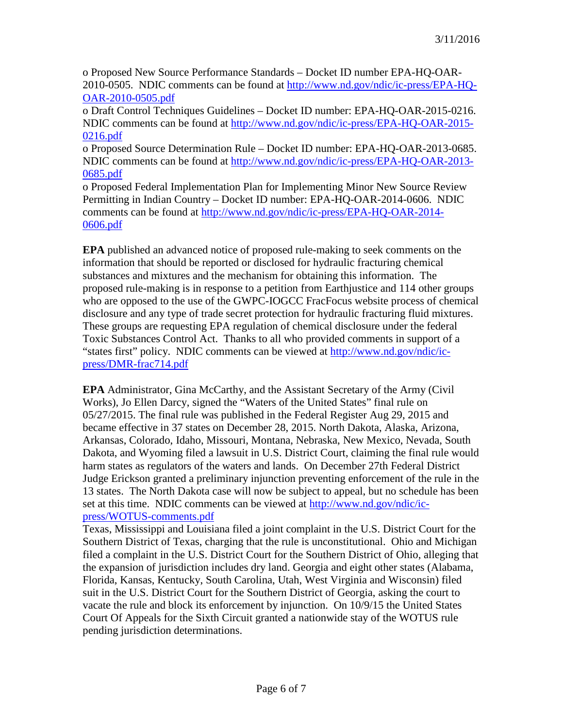o Proposed New Source Performance Standards – Docket ID number EPA-HQ-OAR-2010-0505. NDIC comments can be found at http://www.nd.gov/ndic/ic-press/EPA-HQ-OAR-2010-0505.pdf

o Draft Control Techniques Guidelines – Docket ID number: EPA-HQ-OAR-2015-0216. NDIC comments can be found at http://www.nd.gov/ndic/ic-press/EPA-HQ-OAR-2015-0216.pdf

o Proposed Source Determination Rule – Docket ID number: EPA-HQ-OAR-2013-0685. NDIC comments can be found at http://www.nd.gov/ndic/ic-press/EPA-HQ-OAR-2013-0685.pdf

o Proposed Federal Implementation Plan for Implementing Minor New Source Review Permitting in Indian Country – Docket ID number: EPA-HQ-OAR-2014-0606. NDIC comments can be found at http://www.nd.gov/ndic/ic-press/EPA-HQ-OAR-2014-0606.pdf

**EPA** published an advanced notice of proposed rule-making to seek comments on the information that should be reported or disclosed for hydraulic fracturing chemical substances and mixtures and the mechanism for obtaining this information. The proposed rule-making is in response to a petition from Earthjustice and 114 other groups who are opposed to the use of the GWPC-IOGCC FracFocus website process of chemical disclosure and any type of trade secret protection for hydraulic fracturing fluid mixtures. These groups are requesting EPA regulation of chemical disclosure under the federal Toxic Substances Control Act. Thanks to all who provided comments in support of a "states first" policy. NDIC comments can be viewed at http://www.nd.gov/ndic/ic-press/DMR-frac714.pdf

**EPA** Administrator, Gina McCarthy, and the Assistant Secretary of the Army (Civil Works), Jo Ellen Darcy, signed the "Waters of the United States" final rule on 05/27/2015. The final rule was published in the Federal Register Aug 29, 2015 and became effective in 37 states on December 28, 2015. North Dakota, Alaska, Arizona, Arkansas, Colorado, Idaho, Missouri, Montana, Nebraska, New Mexico, Nevada, South Dakota, and Wyoming filed a lawsuit in U.S. District Court, claiming the final rule would harm states as regulators of the waters and lands. On December 27th Federal District Judge Erickson granted a preliminary injunction preventing enforcement of the rule in the 13 states. The North Dakota case will now be subject to appeal, but no schedule has been set at this time. NDIC comments can be viewed at http://www.nd.gov/ndic/ic-press/WOTUS-comments.pdf

Texas, Mississippi and Louisiana filed a joint complaint in the U.S. District Court for the Southern District of Texas, charging that the rule is unconstitutional. Ohio and Michigan filed a complaint in the U.S. District Court for the Southern District of Ohio, alleging that the expansion of jurisdiction includes dry land. Georgia and eight other states (Alabama, Florida, Kansas, Kentucky, South Carolina, Utah, West Virginia and Wisconsin) filed suit in the U.S. District Court for the Southern District of Georgia, asking the court to vacate the rule and block its enforcement by injunction. On 10/9/15 the United States Court Of Appeals for the Sixth Circuit granted a nationwide stay of the WOTUS rule pending jurisdiction determinations.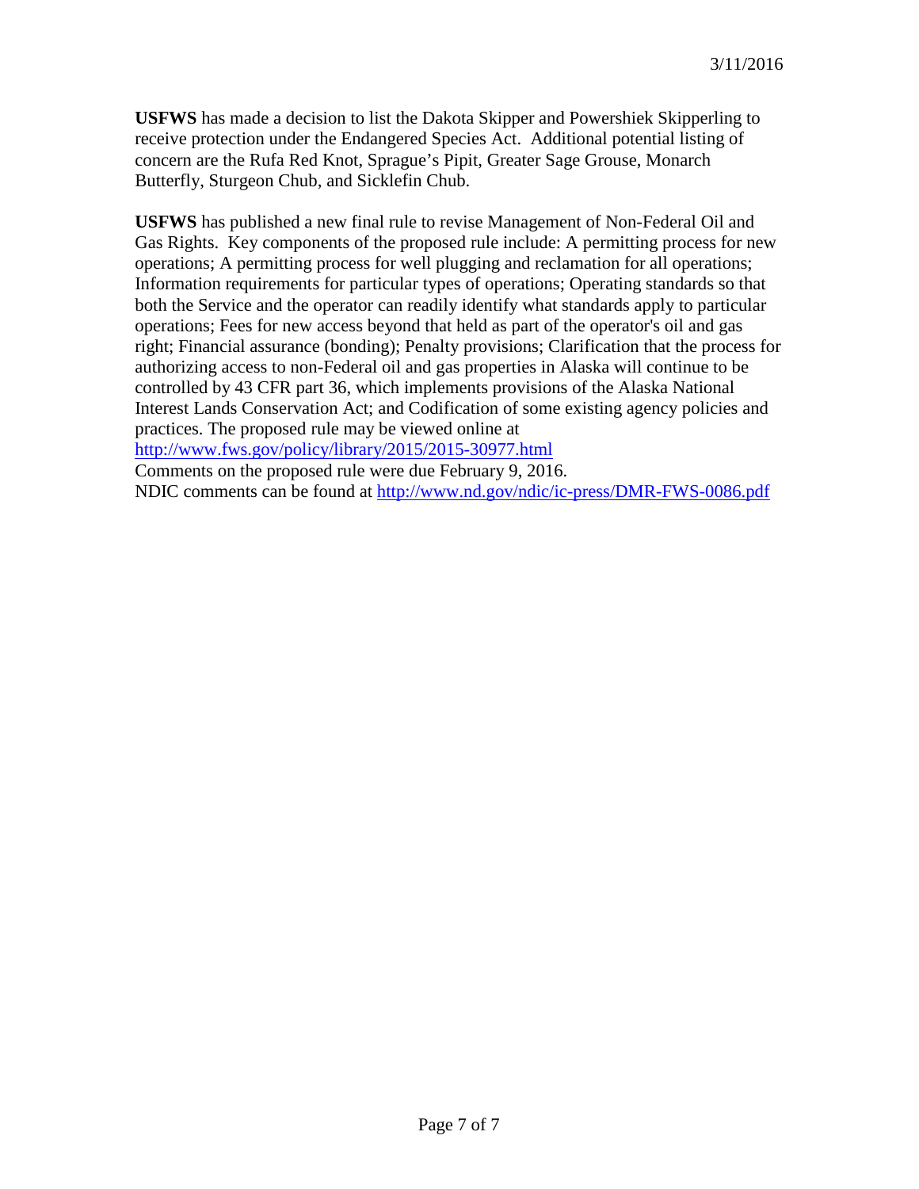**USFWS** has made a decision to list the Dakota Skipper and Powershiek Skipperling to receive protection under the Endangered Species Act. Additional potential listing of concern are the Rufa Red Knot, Sprague's Pipit, Greater Sage Grouse, Monarch Butterfly, Sturgeon Chub, and Sicklefin Chub.

**USFWS** has published a new final rule to revise Management of Non-Federal Oil and Gas Rights. Key components of the proposed rule include: A permitting process for new operations; A permitting process for well plugging and reclamation for all operations; Information requirements for particular types of operations; Operating standards so that both the Service and the operator can readily identify what standards apply to particular operations; Fees for new access beyond that held as part of the operator's oil and gas right; Financial assurance (bonding); Penalty provisions; Clarification that the process for authorizing access to non-Federal oil and gas properties in Alaska will continue to be controlled by 43 CFR part 36, which implements provisions of the Alaska National Interest Lands Conservation Act; and Codification of some existing agency policies and practices. The proposed rule may be viewed online at http://www.fws.gov/policy/library/2015/2015-30977.html
Comments on the proposed rule were due February 9, 2016.
NDIC comments can be found at http://www.nd.gov/ndic/ic-press/DMR-FWS-0086.pdf